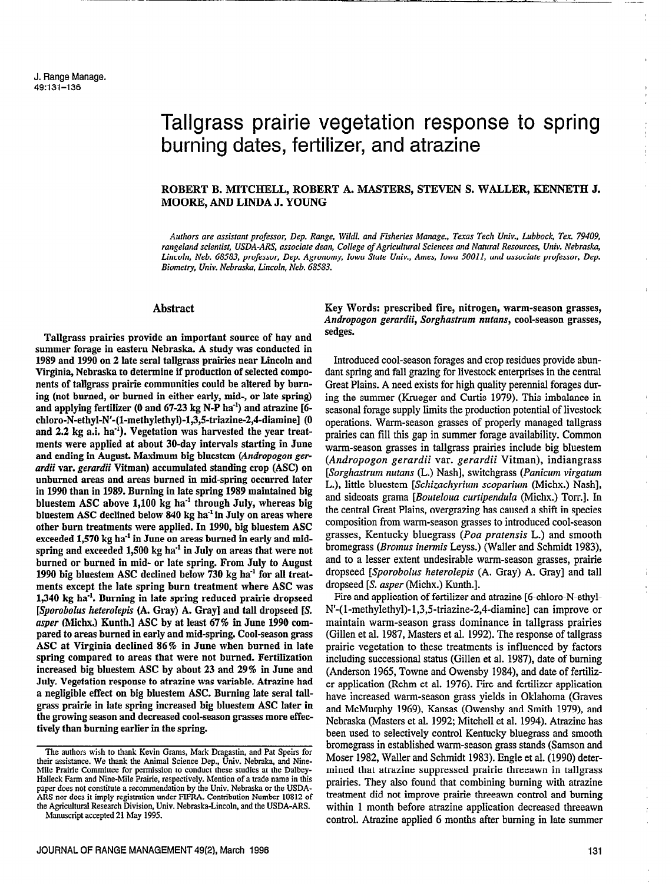# Tallgrass prairie vegetation response to spring burning dates, fertilizer, and atrazine

**ROBERT B. MITCHELL, ROBERT A. MASTERS, STEVEN S. WALLER, KENNETH J. MOORE, AND LINDA J. YOUNG**

*Authors are assistant professor, Dep. Range, Wildl. and Fisheries Manage., Texas Tech Univ., Lubbock, Tex. 79409, rangeland scientist, USDA-ARS, associate dean, College of Agricultural Sciences and Natural Resources, Univ. Nebraska, Lincoln, Neb. 68583, professor, Dep. Agronomy, Iowa State Univ., Ames, Iowa 50011, and associate professor, Dep. Biometry, Univ. Nebraska, Lincoln, Neb. 68583.*

## Abstract

Tallgrass prairies provide an important source of hay and summer forage in eastern Nebraska. A study was conducted in 1989 and 1990 on 2 late seral tallgrass prairies near Lincoln and Virginia, Nebraska to determine if production of selected components of tallgrass prairie communities could be altered by burning (not burned, or burned in either early, mid-, or late spring) and applying fertilizer (0 and 67-23 kg N-P ha$^{-1}$) and atrazine [6-chloro-N-ethyl-N'-(1-methylethyl)-1,3,5-triazine-2,4-diamine] (0 and 2.2 kg a.i. ha$^{-1}$). Vegetation was harvested the year treatments were applied at about 30-day intervals starting in June and ending in August. Maximum big bluestem (*Andropogon gerardii* var. *gerardii* Vitman) accumulated standing crop (ASC) on unburned areas and areas burned in mid-spring occurred later in 1990 than in 1989. Burning in late spring 1989 maintained big bluestem ASC above 1,100 kg ha$^{-1}$ through July, whereas big bluestem ASC declined below 840 kg ha$^{-1}$ in July on areas where other burn treatments were applied. In 1990, big bluestem ASC exceeded 1,570 kg ha$^{-1}$ in June on areas burned in early and mid-spring and exceeded 1,500 kg ha$^{-1}$ in July on areas that were not burned or burned in mid- or late spring. From July to August 1990 big bluestem ASC declined below 730 kg ha$^{-1}$ for all treatments except the late spring burn treatment where ASC was 1,340 kg ha$^{-1}$. Burning in late spring reduced prairie dropseed [*Sporobolus heterolepis* (A. Gray) A. Gray] and tall dropseed [*S. asper* (Michx.) Kunth.] ASC by at least 67% in June 1990 compared to areas burned in early and mid-spring. Cool-season grass ASC at Virginia declined 86% in June when burned in late spring compared to areas that were not burned. Fertilization increased big bluestem ASC by about 23 and 29% in June and July. Vegetation response to atrazine was variable. Atrazine had a negligible effect on big bluestem ASC. Burning late seral tallgrass prairie in late spring increased big bluestem ASC later in the growing season and decreased cool-season grasses more effectively than burning earlier in the spring.

The authors wish to thank Kevin Grams, Mark Dragastin, and Pat Speirs for their assistance. We thank the Animal Science Dep., Univ. Nebraska, and Nine-Mile Prairie Committee for permission to conduct these studies at the Dalbey-Halleck Farm and Nine-Mile Prairie, respectively. Mention of a trade name in this paper does not constitute a recommendation by the Univ. Nebraska or the USDA-ARS nor does it imply registration under FIFRA. Contribution Number 10812 of the Agricultural Research Division, Univ. Nebraska-Lincoln, and the USDA-ARS.

Manuscript accepted 21 May 1995.

**Key Words: prescribed fire, nitrogen, warm-season grasses, *Andropogon gerardii*, *Sorghastrum nutans*, cool-season grasses, sedges.**

Introduced cool-season forages and crop residues provide abundant spring and fall grazing for livestock enterprises in the central Great Plains. A need exists for high quality perennial forages during the summer (Krueger and Curtis 1979). This imbalance in seasonal forage supply limits the production potential of livestock operations. Warm-season grasses of properly managed tallgrass prairies can fill this gap in summer forage availability. Common warm-season grasses in tallgrass prairies include big bluestem (*Andropogon gerardii* var. *gerardii* Vitman), indiangrass [*Sorghastrum nutans* (L.) Nash], switchgrass (*Panicum virgatum* L.), little bluestem [*Schizachyrium scoparium* (Michx.) Nash], and sideoats grama [*Bouteloua curtipendula* (Michx.) Torr.]. In the central Great Plains, overgrazing has caused a shift in species composition from warm-season grasses to introduced cool-season grasses, Kentucky bluegrass (*Poa pratensis* L.) and smooth bromegrass (*Bromus inermis* Leyss.) (Waller and Schmidt 1983), and to a lesser extent undesirable warm-season grasses, prairie dropseed [*Sporobolus heterolepis* (A. Gray) A. Gray] and tall dropseed [*S. asper* (Michx.) Kunth.].

Fire and application of fertilizer and atrazine [6-chloro-N-ethyl-N'-(1-methylethyl)-1,3,5-triazine-2,4-diamine] can improve or maintain warm-season grass dominance in tallgrass prairies (Gillen et al. 1987, Masters et al. 1992). The response of tallgrass prairie vegetation to these treatments is influenced by factors including successional status (Gillen et al. 1987), date of burning (Anderson 1965, Towne and Owensby 1984), and date of fertilizer application (Rehm et al. 1976). Fire and fertilizer application have increased warm-season grass yields in Oklahoma (Graves and McMurphy 1969), Kansas (Owensby and Smith 1979), and Nebraska (Masters et al. 1992; Mitchell et al. 1994). Atrazine has been used to selectively control Kentucky bluegrass and smooth bromegrass in established warm-season grass stands (Samson and Moser 1982, Waller and Schmidt 1983). Engle et al. (1990) determined that atrazine suppressed prairie threeawn in tallgrass prairies. They also found that combining burning with atrazine treatment did not improve prairie threeawn control and burning within 1 month before atrazine application decreased threeawn control. Atrazine applied 6 months after burning in late summer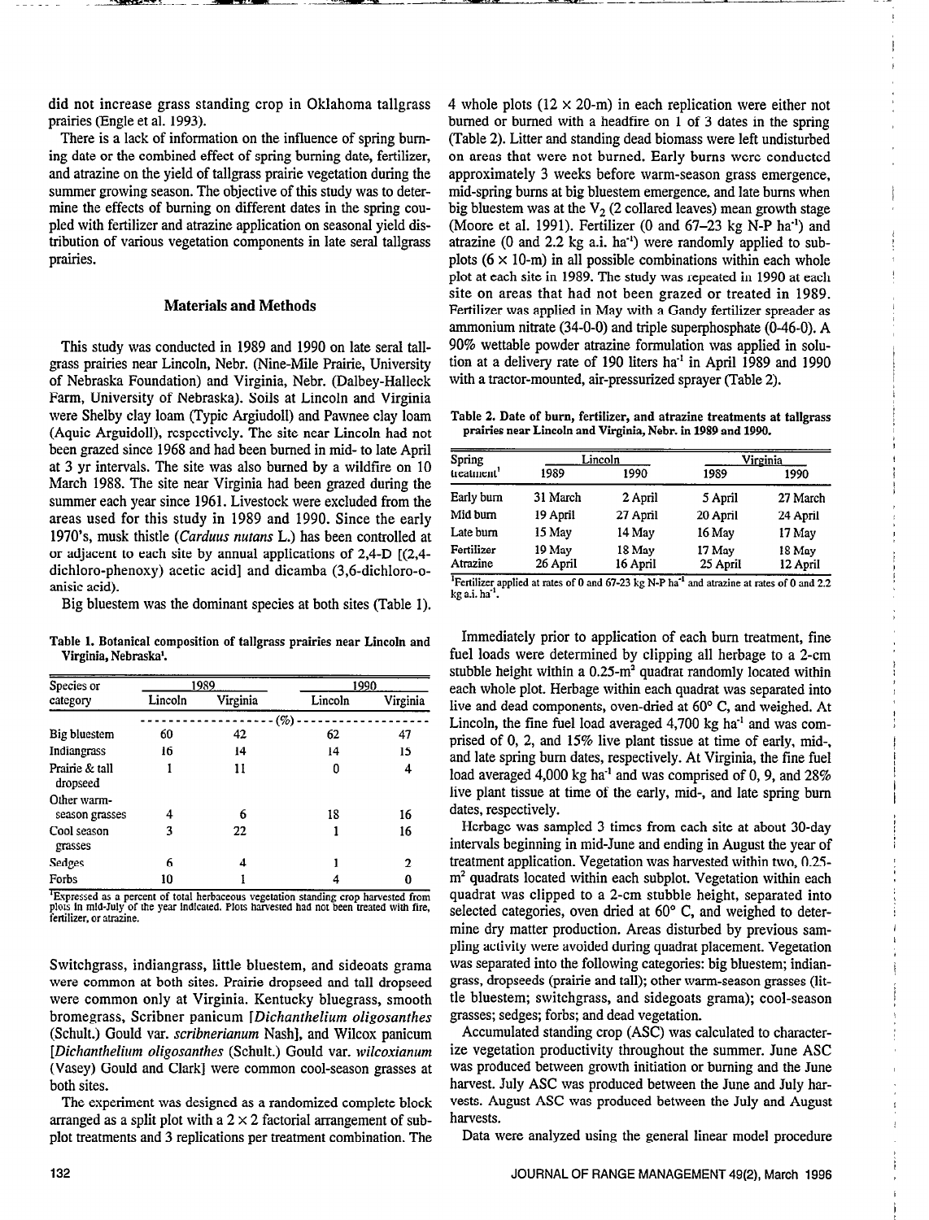did not increase grass standing crop in Oklahoma tallgrass prairies (Engle et al. 1993).

There is a lack of information on the influence of spring burning date or the combined effect of spring burning date, fertilizer, and atrazine on the yield of tallgrass prairie vegetation during the summer growing season. The objective of this study was to determine the effects of burning on different dates in the spring coupled with fertilizer and atrazine application on seasonal yield distribution of various vegetation components in late seral tallgrass prairies.

## Materials and Methods

This study was conducted in 1989 and 1990 on late seral tallgrass prairies near Lincoln, Nebr. (Nine-Mile Prairie, University of Nebraska Foundation) and Virginia, Nebr. (Dalbey-Halleck Farm, University of Nebraska). Soils at Lincoln and Virginia were Shelby clay loam (Typic Argiudoll) and Pawnee clay loam (Aquic Arguidoll), respectively. The site near Lincoln had not been grazed since 1968 and had been burned in mid- to late April at 3 yr intervals. The site was also burned by a wildfire on 10 March 1988. The site near Virginia had been grazed during the summer each year since 1961. Livestock were excluded from the areas used for this study in 1989 and 1990. Since the early 1970's, musk thistle (*Carduus nutans* L.) has been controlled at or adjacent to each site by annual applications of 2,4-D [(2,4-dichloro-phenoxy) acetic acid] and dicamba (3,6-dichloro-o-anisic acid).

Big bluestem was the dominant species at both sites (Table 1).

**Table 1. Botanical composition of tallgrass prairies near Lincoln and Virginia, Nebraska[1].**

| Species or category | 1989 | | 1990 | |
|---|---|---|---|---|
| | Lincoln | Virginia | Lincoln | Virginia |
| | (%) | | | |
| Big bluestem | 60 | 42 | 62 | 47 |
| Indiangrass | 16 | 14 | 14 | 15 |
| Prairie & tall dropseed | 1 | 11 | 0 | 4 |
| Other warm-season grasses | 4 | 6 | 18 | 16 |
| Cool season grasses | 3 | 22 | 1 | 16 |
| Sedges | 6 | 4 | 1 | 2 |
| Forbs | 10 | 1 | 4 | 0 |

[1]Expressed as a percent of total herbaceous vegetation standing crop harvested from plots in mid-July of the year indicated. Plots harvested had not been treated with fire, fertilizer, or atrazine.

Switchgrass, indiangrass, little bluestem, and sideoats grama were common at both sites. Prairie dropseed and tall dropseed were common only at Virginia. Kentucky bluegrass, smooth bromegrass, Scribner panicum [*Dichanthelium oligosanthes* (Schult.) Gould var. *scribnerianum* Nash], and Wilcox panicum [*Dichanthelium oligosanthes* (Schult.) Gould var. *wilcoxianum* (Vasey) Gould and Clark] were common cool-season grasses at both sites.

The experiment was designed as a randomized complete block arranged as a split plot with a 2 × 2 factorial arrangement of subplot treatments and 3 replications per treatment combination. The 4 whole plots (12 × 20-m) in each replication were either not burned or burned with a headfire on 1 of 3 dates in the spring (Table 2). Litter and standing dead biomass were left undisturbed on areas that were not burned. Early burns were conducted approximately 3 weeks before warm-season grass emergence, mid-spring burns at big bluestem emergence, and late burns when big bluestem was at the $V_2$ (2 collared leaves) mean growth stage (Moore et al. 1991). Fertilizer (0 and 67–23 kg N-P ha$^{-1}$) and atrazine (0 and 2.2 kg a.i. ha$^{-1}$) were randomly applied to subplots (6 × 10-m) in all possible combinations within each whole plot at each site in 1989. The study was repeated in 1990 at each site on areas that had not been grazed or treated in 1989. Fertilizer was applied in May with a Gandy fertilizer spreader as ammonium nitrate (34-0-0) and triple superphosphate (0-46-0). A 90% wettable powder atrazine formulation was applied in solution at a delivery rate of 190 liters ha$^{-1}$ in April 1989 and 1990 with a tractor-mounted, air-pressurized sprayer (Table 2).

**Table 2. Date of burn, fertilizer, and atrazine treatments at tallgrass prairies near Lincoln and Virginia, Nebr. in 1989 and 1990.**

| Spring treatment[1] | Lincoln | | Virginia | |
|---|---|---|---|---|
| | 1989 | 1990 | 1989 | 1990 |
| Early burn | 31 March | 2 April | 5 April | 27 March |
| Mid burn | 19 April | 27 April | 20 April | 24 April |
| Late burn | 15 May | 14 May | 16 May | 17 May |
| Fertilizer | 19 May | 18 May | 17 May | 18 May |
| Atrazine | 26 April | 16 April | 25 April | 12 April |

[1]Fertilizer applied at rates of 0 and 67-23 kg N-P ha$^{-1}$ and atrazine at rates of 0 and 2.2 kg a.i. ha$^{-1}$.

Immediately prior to application of each burn treatment, fine fuel loads were determined by clipping all herbage to a 2-cm stubble height within a 0.25-m$^2$ quadrat randomly located within each whole plot. Herbage within each quadrat was separated into live and dead components, oven-dried at 60° C, and weighed. At Lincoln, the fine fuel load averaged 4,700 kg ha$^{-1}$ and was comprised of 0, 2, and 15% live plant tissue at time of early, mid-, and late spring burn dates, respectively. At Virginia, the fine fuel load averaged 4,000 kg ha$^{-1}$ and was comprised of 0, 9, and 28% live plant tissue at time of the early, mid-, and late spring burn dates, respectively.

Herbage was sampled 3 times from each site at about 30-day intervals beginning in mid-June and ending in August the year of treatment application. Vegetation was harvested within two, 0.25-m$^2$ quadrats located within each subplot. Vegetation within each quadrat was clipped to a 2-cm stubble height, separated into selected categories, oven dried at 60° C, and weighed to determine dry matter production. Areas disturbed by previous sampling activity were avoided during quadrat placement. Vegetation was separated into the following categories: big bluestem; indiangrass, dropseeds (prairie and tall); other warm-season grasses (little bluestem; switchgrass, and sidegoats grama); cool-season grasses; sedges; forbs; and dead vegetation.

Accumulated standing crop (ASC) was calculated to characterize vegetation productivity throughout the summer. June ASC was produced between growth initiation or burning and the June harvest. July ASC was produced between the June and July harvests. August ASC was produced between the July and August harvests.

Data were analyzed using the general linear model procedure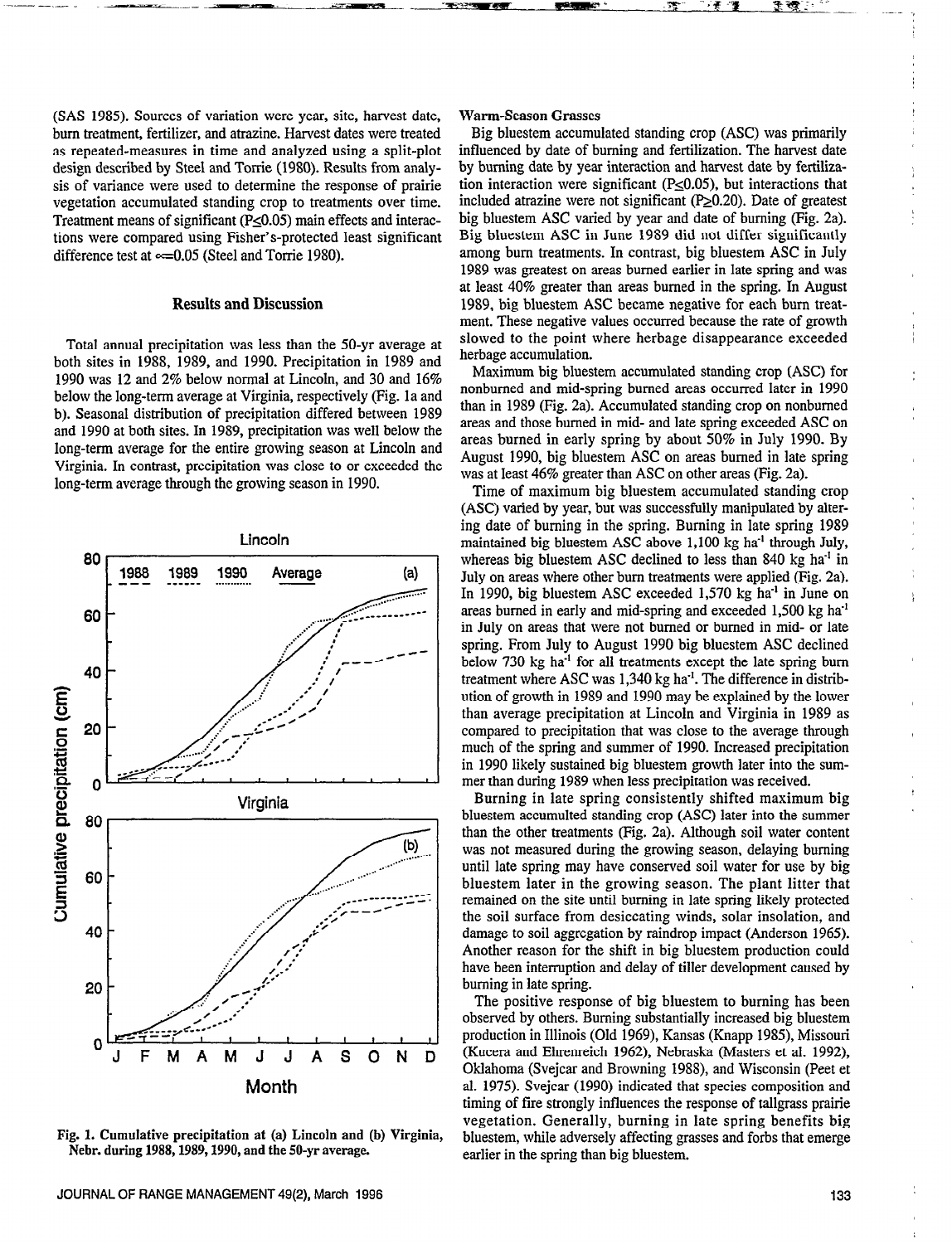(SAS 1985). Sources of variation were year, site, harvest date, burn treatment, fertilizer, and atrazine. Harvest dates were treated as repeated-measures in time and analyzed using a split-plot design described by Steel and Torrie (1980). Results from analysis of variance were used to determine the response of prairie vegetation accumulated standing crop to treatments over time. Treatment means of significant ($P \leq 0.05$) main effects and interactions were compared using Fisher's-protected least significant difference test at $\alpha = 0.05$ (Steel and Torrie 1980).

## Results and Discussion

Total annual precipitation was less than the 50-yr average at both sites in 1988, 1989, and 1990. Precipitation in 1989 and 1990 was 12 and 2% below normal at Lincoln, and 30 and 16% below the long-term average at Virginia, respectively (Fig. 1a and b). Seasonal distribution of precipitation differed between 1989 and 1990 at both sites. In 1989, precipitation was well below the long-term average for the entire growing season at Lincoln and Virginia. In contrast, precipitation was close to or exceeded the long-term average through the growing season in 1990.

Fig. 1. Cumulative precipitation at (a) Lincoln and (b) Virginia, Nebr. during 1988, 1989, 1990, and the 50-yr average.

### Warm-Season Grasses

Big bluestem accumulated standing crop (ASC) was primarily influenced by date of burning and fertilization. The harvest date by burning date by year interaction and harvest date by fertilization interaction were significant ($P \leq 0.05$), but interactions that included atrazine were not significant ($P \geq 0.20$). Date of greatest big bluestem ASC varied by year and date of burning (Fig. 2a). Big bluestem ASC in June 1989 did not differ significantly among burn treatments. In contrast, big bluestem ASC in July 1989 was greatest on areas burned earlier in late spring and was at least 40% greater than areas burned in the spring. In August 1989, big bluestem ASC became negative for each burn treatment. These negative values occurred because the rate of growth slowed to the point where herbage disappearance exceeded herbage accumulation.

Maximum big bluestem accumulated standing crop (ASC) for nonburned and mid-spring burned areas occurred later in 1990 than in 1989 (Fig. 2a). Accumulated standing crop on nonburned areas and those burned in mid- and late spring exceeded ASC on areas burned in early spring by about 50% in July 1990. By August 1990, big bluestem ASC on areas burned in late spring was at least 46% greater than ASC on other areas (Fig. 2a).

Time of maximum big bluestem accumulated standing crop (ASC) varied by year, but was successfully manipulated by altering date of burning in the spring. Burning in late spring 1989 maintained big bluestem ASC above 1,100 kg ha$^{-1}$ through July, whereas big bluestem ASC declined to less than 840 kg ha$^{-1}$ in July on areas where other burn treatments were applied (Fig. 2a). In 1990, big bluestem ASC exceeded 1,570 kg ha$^{-1}$ in June on areas burned in early and mid-spring and exceeded 1,500 kg ha$^{-1}$ in July on areas that were not burned or burned in mid- or late spring. From July to August 1990 big bluestem ASC declined below 730 kg ha$^{-1}$ for all treatments except the late spring burn treatment where ASC was 1,340 kg ha$^{-1}$. The difference in distribution of growth in 1989 and 1990 may be explained by the lower than average precipitation at Lincoln and Virginia in 1989 as compared to precipitation that was close to the average through much of the spring and summer of 1990. Increased precipitation in 1990 likely sustained big bluestem growth later into the summer than during 1989 when less precipitation was received.

Burning in late spring consistently shifted maximum big bluestem accumulted standing crop (ASC) later into the summer than the other treatments (Fig. 2a). Although soil water content was not measured during the growing season, delaying burning until late spring may have conserved soil water for use by big bluestem later in the growing season. The plant litter that remained on the site until burning in late spring likely protected the soil surface from desiccating winds, solar insolation, and damage to soil aggregation by raindrop impact (Anderson 1965). Another reason for the shift in big bluestem production could have been interruption and delay of tiller development caused by burning in late spring.

The positive response of big bluestem to burning has been observed by others. Burning substantially increased big bluestem production in Illinois (Old 1969), Kansas (Knapp 1985), Missouri (Kucera and Ehrenreich 1962), Nebraska (Masters et al. 1992), Oklahoma (Svejcar and Browning 1988), and Wisconsin (Peet et al. 1975). Svejcar (1990) indicated that species composition and timing of fire strongly influences the response of tallgrass prairie vegetation. Generally, burning in late spring benefits big bluestem, while adversely affecting grasses and forbs that emerge earlier in the spring than big bluestem.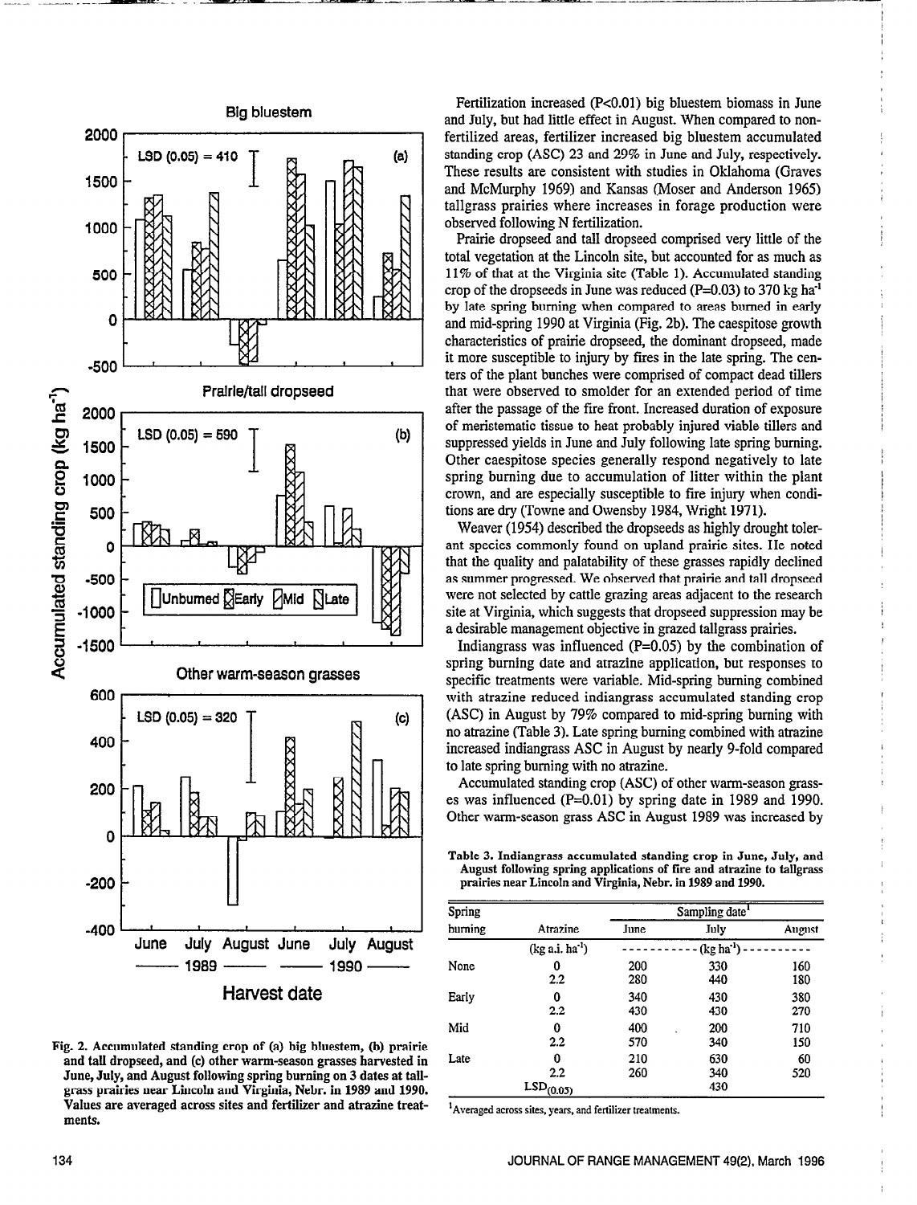Fig. 2. Accumulated standing crop of (a) big bluestem, (b) prairie and tall dropseed, and (c) other warm-season grasses harvested in June, July, and August following spring burning on 3 dates at tallgrass prairies near Lincoln and Virginia, Nebr. in 1989 and 1990. Values are averaged across sites and fertilizer and atrazine treatments.

Fertilization increased ($P<0.01$) big bluestem biomass in June and July, but had little effect in August. When compared to non-fertilized areas, fertilizer increased big bluestem accumulated standing crop (ASC) 23 and 29% in June and July, respectively. These results are consistent with studies in Oklahoma (Graves and McMurphy 1969) and Kansas (Moser and Anderson 1965) tallgrass prairies where increases in forage production were observed following N fertilization.

Prairie dropseed and tall dropseed comprised very little of the total vegetation at the Lincoln site, but accounted for as much as 11% of that at the Virginia site (Table 1). Accumulated standing crop of the dropseeds in June was reduced ($P=0.03$) to 370 kg ha$^{-1}$ by late spring burning when compared to areas burned in early and mid-spring 1990 at Virginia (Fig. 2b). The caespitose growth characteristics of prairie dropseed, the dominant dropseed, made it more susceptible to injury by fires in the late spring. The centers of the plant bunches were comprised of compact dead tillers that were observed to smolder for an extended period of time after the passage of the fire front. Increased duration of exposure of meristematic tissue to heat probably injured viable tillers and suppressed yields in June and July following late spring burning. Other caespitose species generally respond negatively to late spring burning due to accumulation of litter within the plant crown, and are especially susceptible to fire injury when conditions are dry (Towne and Owensby 1984, Wright 1971).

Weaver (1954) described the dropseeds as highly drought tolerant species commonly found on upland prairie sites. He noted that the quality and palatability of these grasses rapidly declined as summer progressed. We observed that prairie and tall dropseed were not selected by cattle grazing areas adjacent to the research site at Virginia, which suggests that dropseed suppression may be a desirable management objective in grazed tallgrass prairies.

Indiangrass was influenced ($P=0.05$) by the combination of spring burning date and atrazine application, but responses to specific treatments were variable. Mid-spring burning combined with atrazine reduced indiangrass accumulated standing crop (ASC) in August by 79% compared to mid-spring burning with no atrazine (Table 3). Late spring burning combined with atrazine increased indiangrass ASC in August by nearly 9-fold compared to late spring burning with no atrazine.

Accumulated standing crop (ASC) of other warm-season grasses was influenced ($P=0.01$) by spring date in 1989 and 1990. Other warm-season grass ASC in August 1989 was increased by

**Table 3. Indiangrass accumulated standing crop in June, July, and August following spring applications of fire and atrazine to tallgrass prairies near Lincoln and Virginia, Nebr. in 1989 and 1990.**

| Spring burning | Atrazine | Sampling date[1] June | July | August |
|---|---|---|---|---|
| | (kg a.i. ha$^{-1}$) | (kg ha$^{-1}$) | | |
| None | 0 | 200 | 330 | 160 |
| | 2.2 | 280 | 440 | 180 |
| Early | 0 | 340 | 430 | 380 |
| | 2.2 | 430 | 430 | 270 |
| Mid | 0 | 400 | 200 | 710 |
| | 2.2 | 570 | 340 | 150 |
| Late | 0 | 210 | 630 | 60 |
| | 2.2 | 260 | 340 | 520 |
| | $LSD_{(0.05)}$ | | 430 | |

[1]Averaged across sites, years, and fertilizer treatments.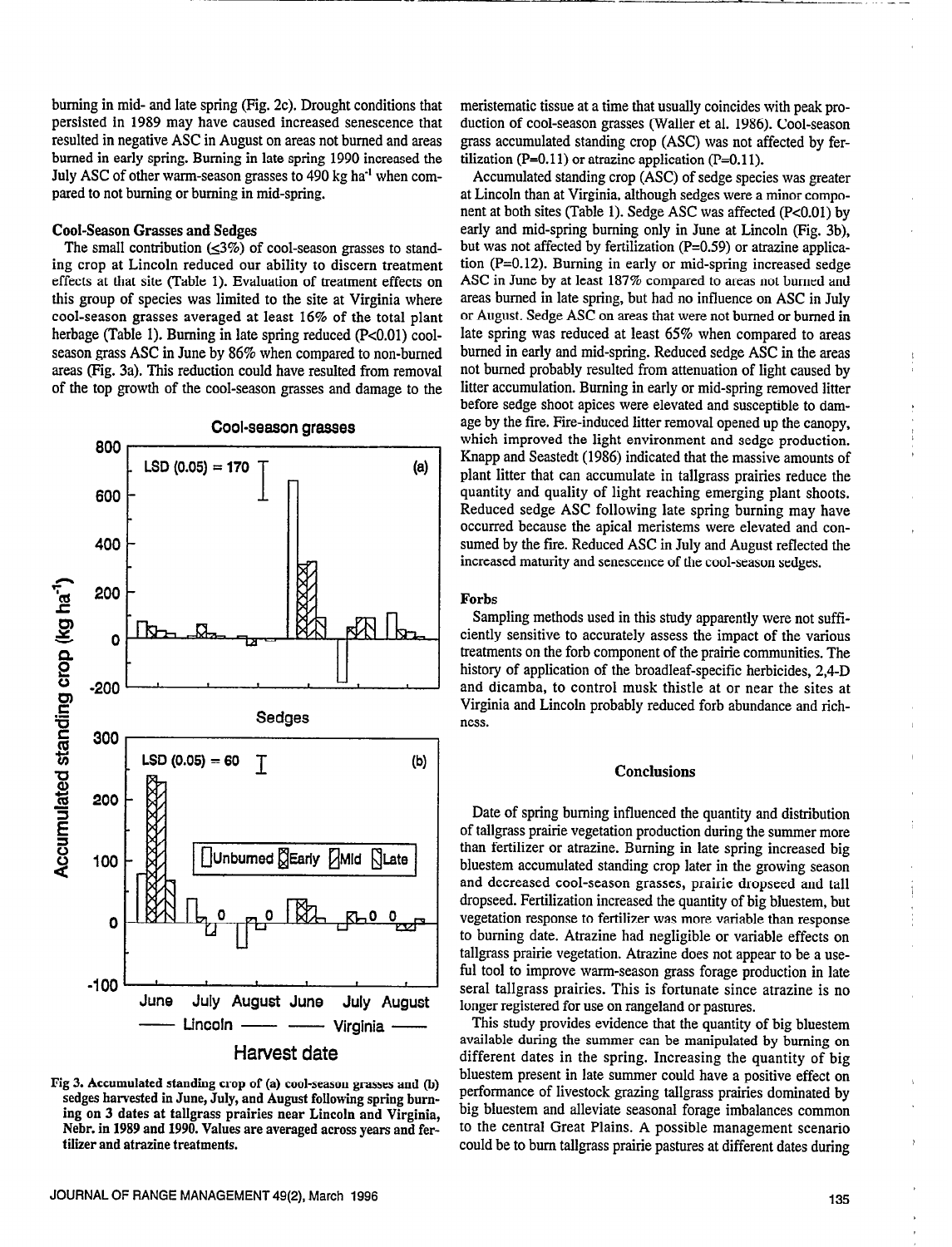burning in mid- and late spring (Fig. 2c). Drought conditions that persisted in 1989 may have caused increased senescence that resulted in negative ASC in August on areas not burned and areas burned in early spring. Burning in late spring 1990 increased the July ASC of other warm-season grasses to 490 kg ha$^{-1}$ when compared to not burning or burning in mid-spring.

### Cool-Season Grasses and Sedges

The small contribution (≤3%) of cool-season grasses to standing crop at Lincoln reduced our ability to discern treatment effects at that site (Table 1). Evaluation of treatment effects on this group of species was limited to the site at Virginia where cool-season grasses averaged at least 16% of the total plant herbage (Table 1). Burning in late spring reduced ($P<0.01$) cool-season grass ASC in June by 86% when compared to non-burned areas (Fig. 3a). This reduction could have resulted from removal of the top growth of the cool-season grasses and damage to the meristematic tissue at a time that usually coincides with peak production of cool-season grasses (Waller et al. 1986). Cool-season grass accumulated standing crop (ASC) was not affected by fertilization ($P=0.11$) or atrazine application ($P=0.11$).

Fig 3. Accumulated standing crop of (a) cool-season grasses and (b) sedges harvested in June, July, and August following spring burning on 3 dates at tallgrass prairies near Lincoln and Virginia, Nebr. in 1989 and 1990. Values are averaged across years and fertilizer and atrazine treatments.

Accumulated standing crop (ASC) of sedge species was greater at Lincoln than at Virginia, although sedges were a minor component at both sites (Table 1). Sedge ASC was affected ($P<0.01$) by early and mid-spring burning only in June at Lincoln (Fig. 3b), but was not affected by fertilization ($P=0.59$) or atrazine application ($P=0.12$). Burning in early or mid-spring increased sedge ASC in June by at least 187% compared to areas not burned and areas burned in late spring, but had no influence on ASC in July or August. Sedge ASC on areas that were not burned or burned in late spring was reduced at least 65% when compared to areas burned in early and mid-spring. Reduced sedge ASC in the areas not burned probably resulted from attenuation of light caused by litter accumulation. Burning in early or mid-spring removed litter before sedge shoot apices were elevated and susceptible to damage by the fire. Fire-induced litter removal opened up the canopy, which improved the light environment and sedge production. Knapp and Seastedt (1986) indicated that the massive amounts of plant litter that can accumulate in tallgrass prairies reduce the quantity and quality of light reaching emerging plant shoots. Reduced sedge ASC following late spring burning may have occurred because the apical meristems were elevated and consumed by the fire. Reduced ASC in July and August reflected the increased maturity and senescence of the cool-season sedges.

### Forbs

Sampling methods used in this study apparently were not sufficiently sensitive to accurately assess the impact of the various treatments on the forb component of the prairie communities. The history of application of the broadleaf-specific herbicides, 2,4-D and dicamba, to control musk thistle at or near the sites at Virginia and Lincoln probably reduced forb abundance and richness.

## Conclusions

Date of spring burning influenced the quantity and distribution of tallgrass prairie vegetation production during the summer more than fertilizer or atrazine. Burning in late spring increased big bluestem accumulated standing crop later in the growing season and decreased cool-season grasses, prairie dropseed and tall dropseed. Fertilization increased the quantity of big bluestem, but vegetation response to fertilizer was more variable than response to burning date. Atrazine had negligible or variable effects on tallgrass prairie vegetation. Atrazine does not appear to be a useful tool to improve warm-season grass forage production in late seral tallgrass prairies. This is fortunate since atrazine is no longer registered for use on rangeland or pastures.

This study provides evidence that the quantity of big bluestem available during the summer can be manipulated by burning on different dates in the spring. Increasing the quantity of big bluestem present in late summer could have a positive effect on performance of livestock grazing tallgrass prairies dominated by big bluestem and alleviate seasonal forage imbalances common to the central Great Plains. A possible management scenario could be to burn tallgrass prairie pastures at different dates during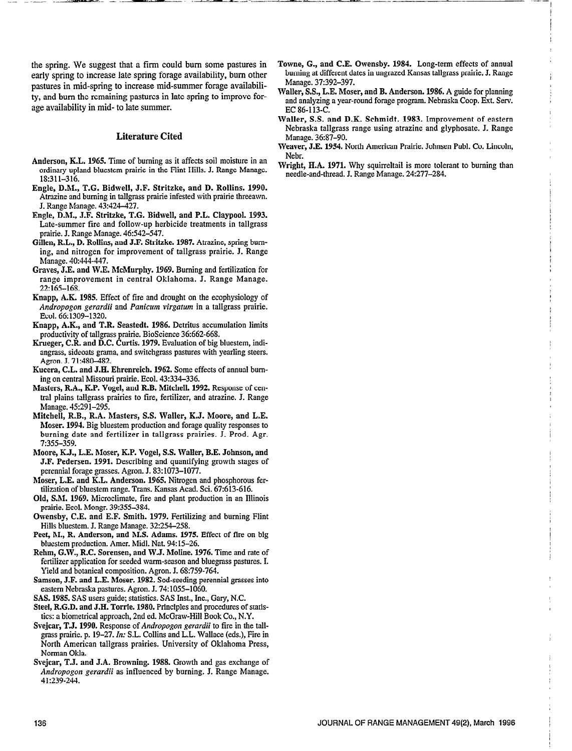the spring. We suggest that a firm could burn some pastures in early spring to increase late spring forage availability, burn other pastures in mid-spring to increase mid-summer forage availability, and burn the remaining pastures in late spring to improve forage availability in mid- to late summer.

## Literature Cited

**Anderson, K.L. 1965.** Time of burning as it affects soil moisture in an ordinary upland bluestem prairie in the Flint Hills. J. Range Manage. 18:311–316.

**Engle, D.M., T.G. Bidwell, J.F. Stritzke, and D. Rollins. 1990.** Atrazine and burning in tallgrass prairie infested with prairie threeawn. J. Range Manage. 43:424–427.

**Engle, D.M., J.F. Stritzke, T.G. Bidwell, and P.L. Claypool. 1993.** Late-summer fire and follow-up herbicide treatments in tallgrass prairie. J. Range Manage. 46:542–547.

**Gillen, R.L., D. Rollins, and J.F. Stritzke. 1987.** Atrazine, spring burning, and nitrogen for improvement of tallgrass prairie. J. Range Manage. 40:444-447.

**Graves, J.E. and W.E. McMurphy. 1969.** Burning and fertilization for range improvement in central Oklahoma. J. Range Manage. 22:165–168.

**Knapp, A.K. 1985.** Effect of fire and drought on the ecophysiology of *Andropogon gerardii* and *Panicum virgatum* in a tallgrass prairie. Ecol. 66:1309–1320.

**Knapp, A.K., and T.R. Seastedt. 1986.** Detritus accumulation limits productivity of tallgrass prairie. BioScience 36:662-668.

**Krueger, C.R. and D.C. Curtis. 1979.** Evaluation of big bluestem, indiangrass, sideoats grama, and switchgrass pastures with yearling steers. Agron. J. 71:480–482.

**Kucera, C.L. and J.H. Ehrenreich. 1962.** Some effects of annual burning on central Missouri prairie. Ecol. 43:334–336.

**Masters, R.A., K.P. Vogel, and R.B. Mitchell. 1992.** Response of central plains tallgrass prairies to fire, fertilizer, and atrazine. J. Range Manage. 45:291–295.

**Mitchell, R.B., R.A. Masters, S.S. Waller, K.J. Moore, and L.E. Moser. 1994.** Big bluestem production and forage quality responses to burning date and fertilizer in tallgrass prairies. J. Prod. Agr. 7:355–359.

**Moore, K.J., L.E. Moser, K.P. Vogel, S.S. Waller, B.E. Johnson, and J.F. Pedersen. 1991.** Describing and quantifying growth stages of perennial forage grasses. Agron. J. 83:1073–1077.

**Moser, L.E. and K.L. Anderson. 1965.** Nitrogen and phosphorous fertilization of bluestem range. Trans. Kansas Acad. Sci. 67:613-616.

**Old, S.M. 1969.** Microclimate, fire and plant production in an Illinois prairie. Ecol. Mongr. 39:355–384.

**Owensby, C.E. and E.F. Smith. 1979.** Fertilizing and burning Flint Hills bluestem. J. Range Manage. 32:254–258.

**Peet, M., R. Anderson, and M.S. Adams. 1975.** Effect of fire on big bluestem production. Amer. Midl. Nat. 94:15–26.

**Rehm, G.W., R.C. Sorensen, and W.J. Moline. 1976.** Time and rate of fertilizer application for seeded warm-season and bluegrass pastures. I. Yield and botanical composition. Agron. J. 68:759-764.

**Samson, J.F. and L.E. Moser. 1982.** Sod-seeding perennial grasses into eastern Nebraska pastures. Agron. J. 74:1055–1060.

**SAS. 1985.** SAS users guide; statistics. SAS Inst., Inc., Gary, N.C.

**Steel, R.G.D. and J.H. Torrie. 1980.** Principles and procedures of statistics: a biometrical approach, 2nd ed. McGraw-Hill Book Co., N.Y.

**Svejcar, T.J. 1990.** Response of *Andropogon gerardii* to fire in the tallgrass prairie. p. 19–27. *In:* S.L. Collins and L.L. Wallace (eds.), Fire in North American tallgrass prairies. University of Oklahoma Press, Norman Okla.

**Svejcar, T.J. and J.A. Browning. 1988.** Growth and gas exchange of *Andropogon gerardii* as influenced by burning. J. Range Manage. 41:239-244.

**Towne, G., and C.E. Owensby. 1984.** Long-term effects of annual burning at different dates in ungrazed Kansas tallgrass prairie. J. Range Manage. 37:392–397.

**Waller, S.S., L.E. Moser, and B. Anderson. 1986.** A guide for planning and analyzing a year-round forage program. Nebraska Coop. Ext. Serv. EC 86-113-C.

**Waller, S.S. and D.K. Schmidt. 1983.** Improvement of eastern Nebraska tallgrass range using atrazine and glyphosate. J. Range Manage. 36:87–90.

**Weaver, J.E. 1954.** North American Prairie. Johnsen Publ. Co. Lincoln, Nebr.

**Wright, H.A. 1971.** Why squirreltail is more tolerant to burning than needle-and-thread. J. Range Manage. 24:277–284.